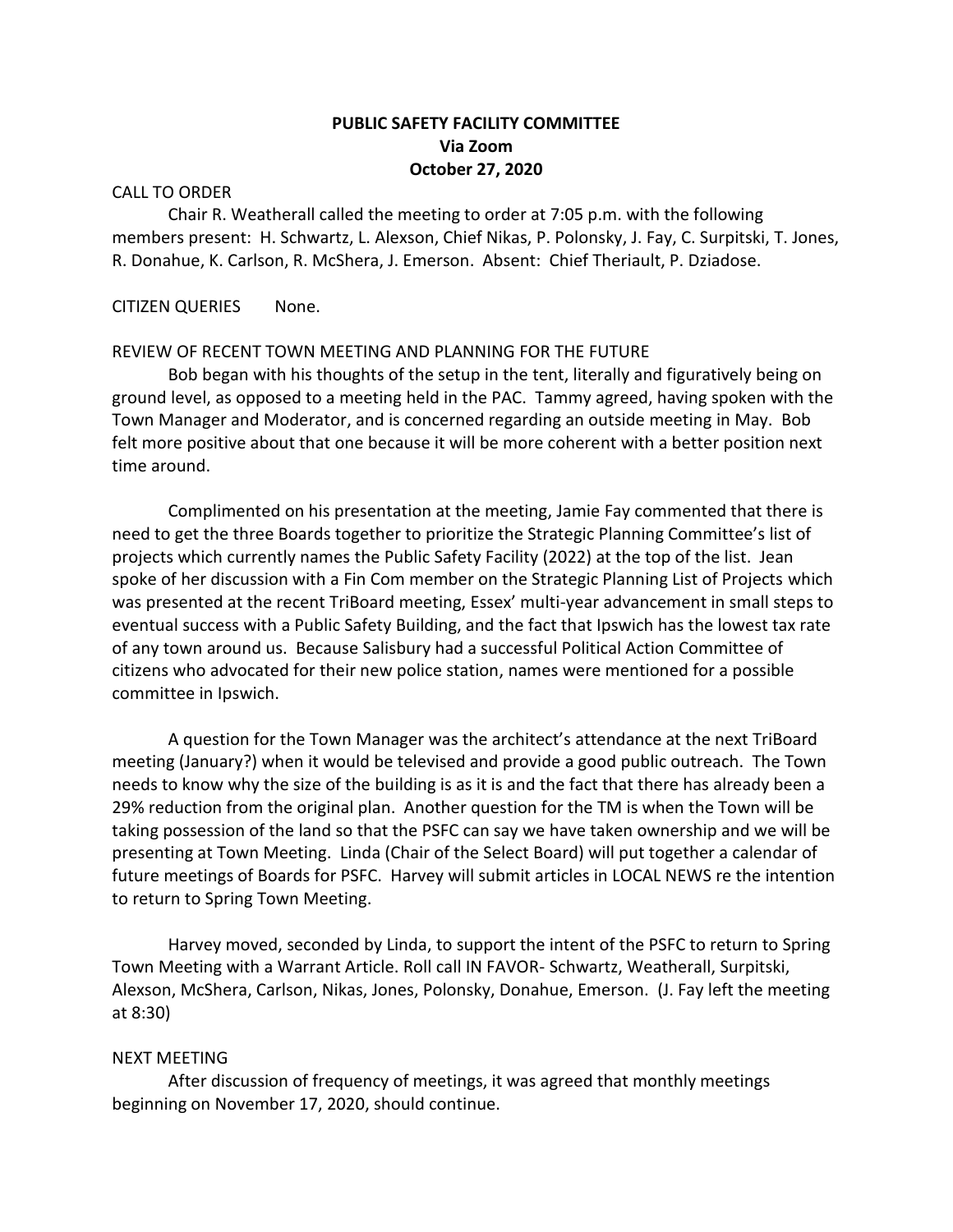**PUBLIC SAFETY FACILITY COMMITTEE**
**Via Zoom**
**October 27, 2020**

CALL TO ORDER

Chair R. Weatherall called the meeting to order at 7:05 p.m. with the following members present: H. Schwartz, L. Alexson, Chief Nikas, P. Polonsky, J. Fay, C. Surpitski, T. Jones, R. Donahue, K. Carlson, R. McShera, J. Emerson. Absent: Chief Theriault, P. Dziadose.

CITIZEN QUERIES None.

REVIEW OF RECENT TOWN MEETING AND PLANNING FOR THE FUTURE

Bob began with his thoughts of the setup in the tent, literally and figuratively being on ground level, as opposed to a meeting held in the PAC. Tammy agreed, having spoken with the Town Manager and Moderator, and is concerned regarding an outside meeting in May. Bob felt more positive about that one because it will be more coherent with a better position next time around.

Complimented on his presentation at the meeting, Jamie Fay commented that there is need to get the three Boards together to prioritize the Strategic Planning Committee's list of projects which currently names the Public Safety Facility (2022) at the top of the list. Jean spoke of her discussion with a Fin Com member on the Strategic Planning List of Projects which was presented at the recent TriBoard meeting, Essex' multi-year advancement in small steps to eventual success with a Public Safety Building, and the fact that Ipswich has the lowest tax rate of any town around us. Because Salisbury had a successful Political Action Committee of citizens who advocated for their new police station, names were mentioned for a possible committee in Ipswich.

A question for the Town Manager was the architect's attendance at the next TriBoard meeting (January?) when it would be televised and provide a good public outreach. The Town needs to know why the size of the building is as it is and the fact that there has already been a 29% reduction from the original plan. Another question for the TM is when the Town will be taking possession of the land so that the PSFC can say we have taken ownership and we will be presenting at Town Meeting. Linda (Chair of the Select Board) will put together a calendar of future meetings of Boards for PSFC. Harvey will submit articles in LOCAL NEWS re the intention to return to Spring Town Meeting.

Harvey moved, seconded by Linda, to support the intent of the PSFC to return to Spring Town Meeting with a Warrant Article. Roll call IN FAVOR- Schwartz, Weatherall, Surpitski, Alexson, McShera, Carlson, Nikas, Jones, Polonsky, Donahue, Emerson. (J. Fay left the meeting at 8:30)

NEXT MEETING

After discussion of frequency of meetings, it was agreed that monthly meetings beginning on November 17, 2020, should continue.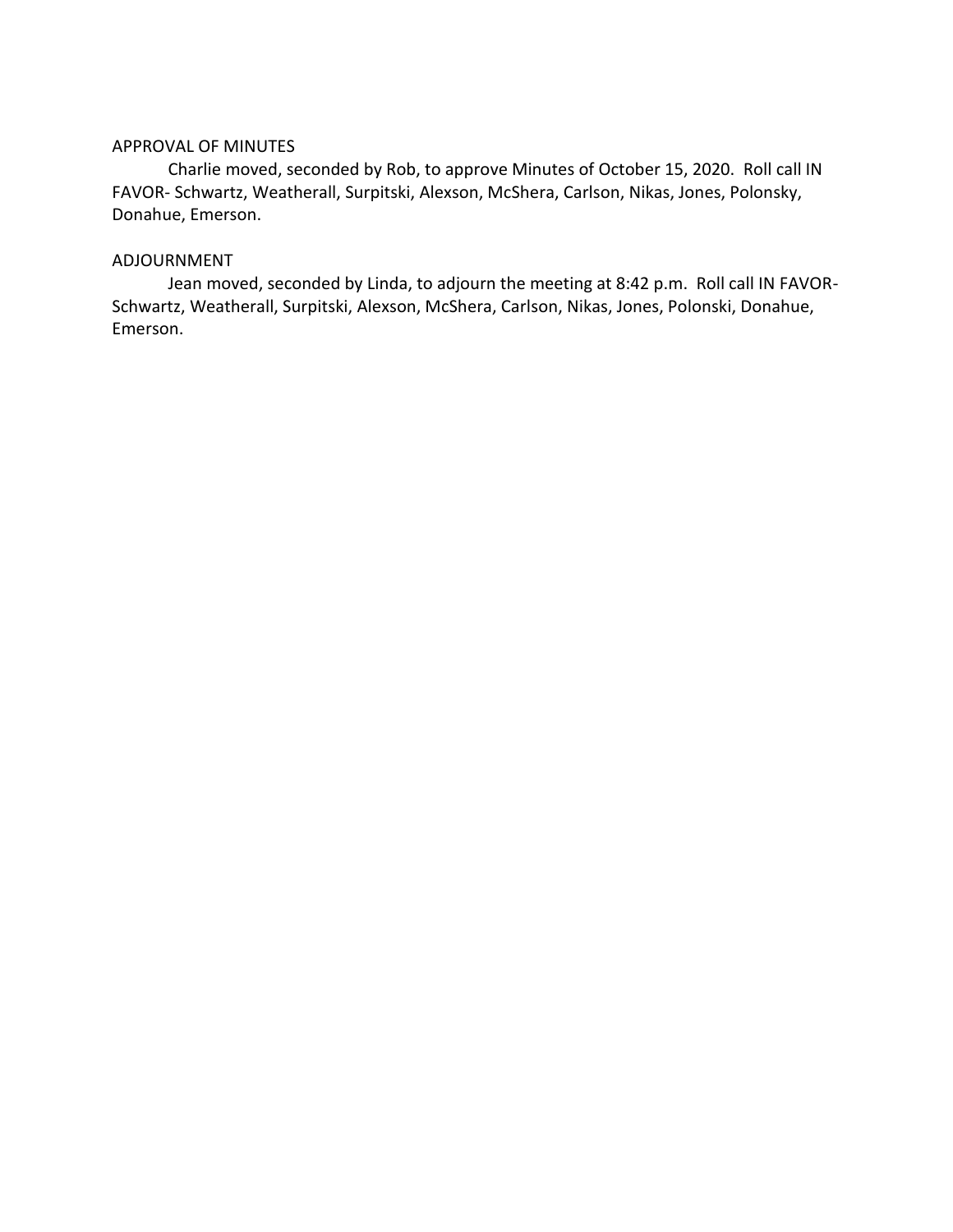APPROVAL OF MINUTES

Charlie moved, seconded by Rob, to approve Minutes of October 15, 2020. Roll call IN FAVOR- Schwartz, Weatherall, Surpitski, Alexson, McShera, Carlson, Nikas, Jones, Polonsky, Donahue, Emerson.

ADJOURNMENT

Jean moved, seconded by Linda, to adjourn the meeting at 8:42 p.m. Roll call IN FAVOR- Schwartz, Weatherall, Surpitski, Alexson, McShera, Carlson, Nikas, Jones, Polonski, Donahue, Emerson.